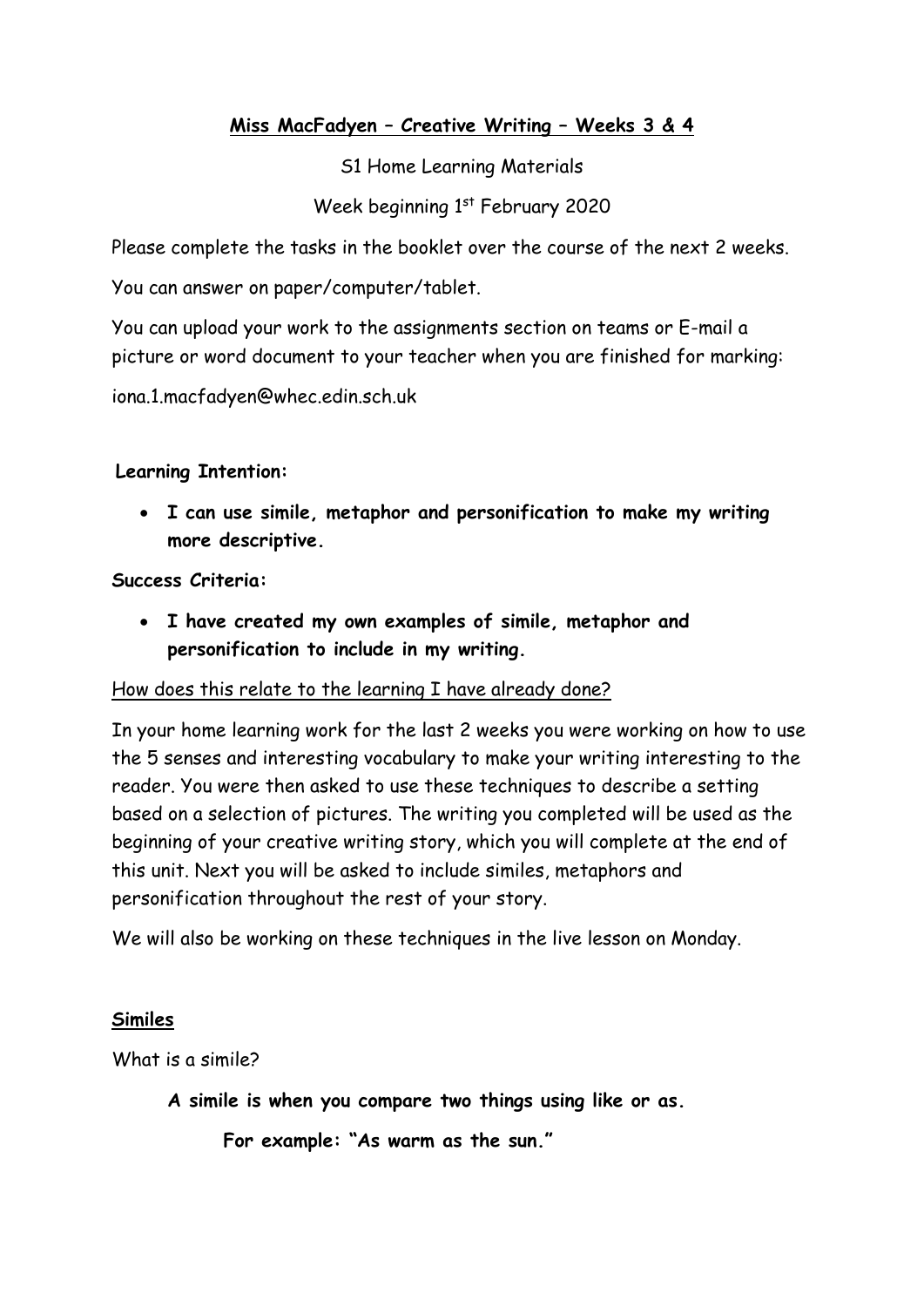**<u>Miss MacFadyen – Creative Writing – Weeks 3 & 4</u>**

S1 Home Learning Materials

Week beginning 1st February 2020

Please complete the tasks in the booklet over the course of the next 2 weeks.

You can answer on paper/computer/tablet.

You can upload your work to the assignments section on teams or E-mail a picture or word document to your teacher when you are finished for marking:

iona.1.macfadyen@whec.edin.sch.uk

**Learning Intention:**

- **I can use simile, metaphor and personification to make my writing more descriptive.**

**Success Criteria:**

- **I have created my own examples of simile, metaphor and personification to include in my writing.**

<u>How does this relate to the learning I have already done?</u>

In your home learning work for the last 2 weeks you were working on how to use the 5 senses and interesting vocabulary to make your writing interesting to the reader. You were then asked to use these techniques to describe a setting based on a selection of pictures. The writing you completed will be used as the beginning of your creative writing story, which you will complete at the end of this unit. Next you will be asked to include similes, metaphors and personification throughout the rest of your story.

We will also be working on these techniques in the live lesson on Monday.

**<u>Similes</u>**

What is a simile?

**A simile is when you compare two things using like or as.**

**For example: "As warm as the sun."**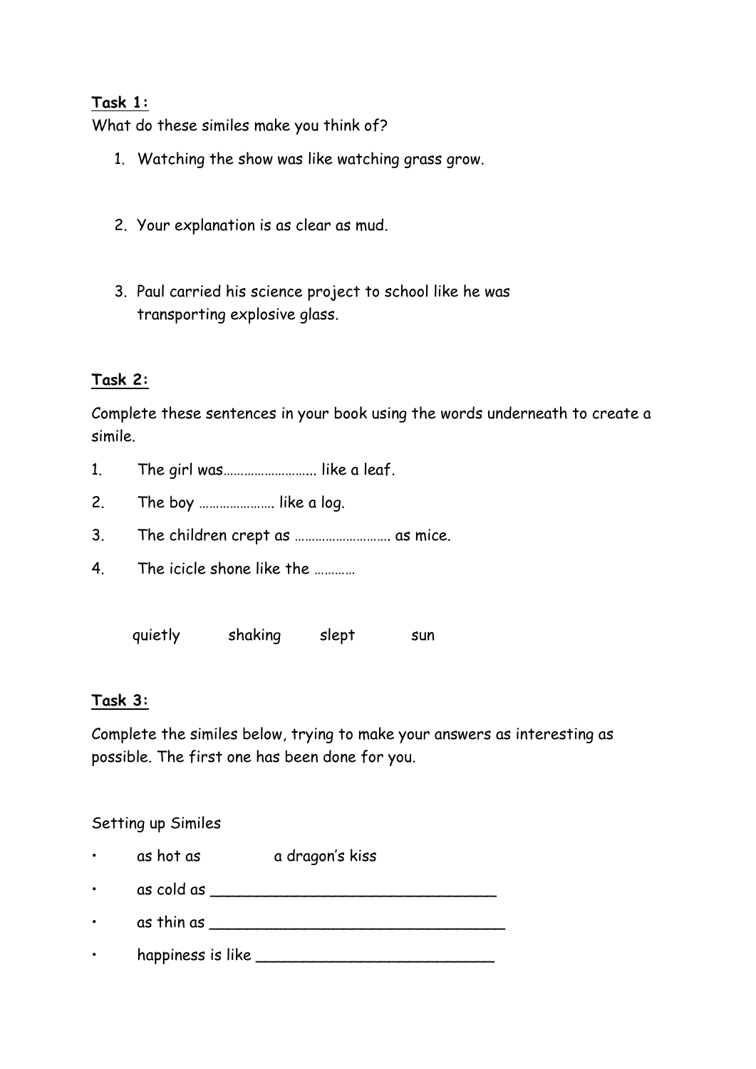**Task 1:**

What do these similes make you think of?

1. Watching the show was like watching grass grow.

2. Your explanation is as clear as mud.

3. Paul carried his science project to school like he was transporting explosive glass.

**Task 2:**

Complete these sentences in your book using the words underneath to create a simile.

1. The girl was……………………… like a leaf.
2. The boy …………………. like a log.
3. The children crept as ………………………. as mice.
4. The icicle shone like the …………

quietly    shaking    slept    sun

**Task 3:**

Complete the similes below, trying to make your answers as interesting as possible. The first one has been done for you.

Setting up Similes

- as hot as    a dragon's kiss
- as cold as ______________________________
- as thin as ______________________________
- happiness is like __________________________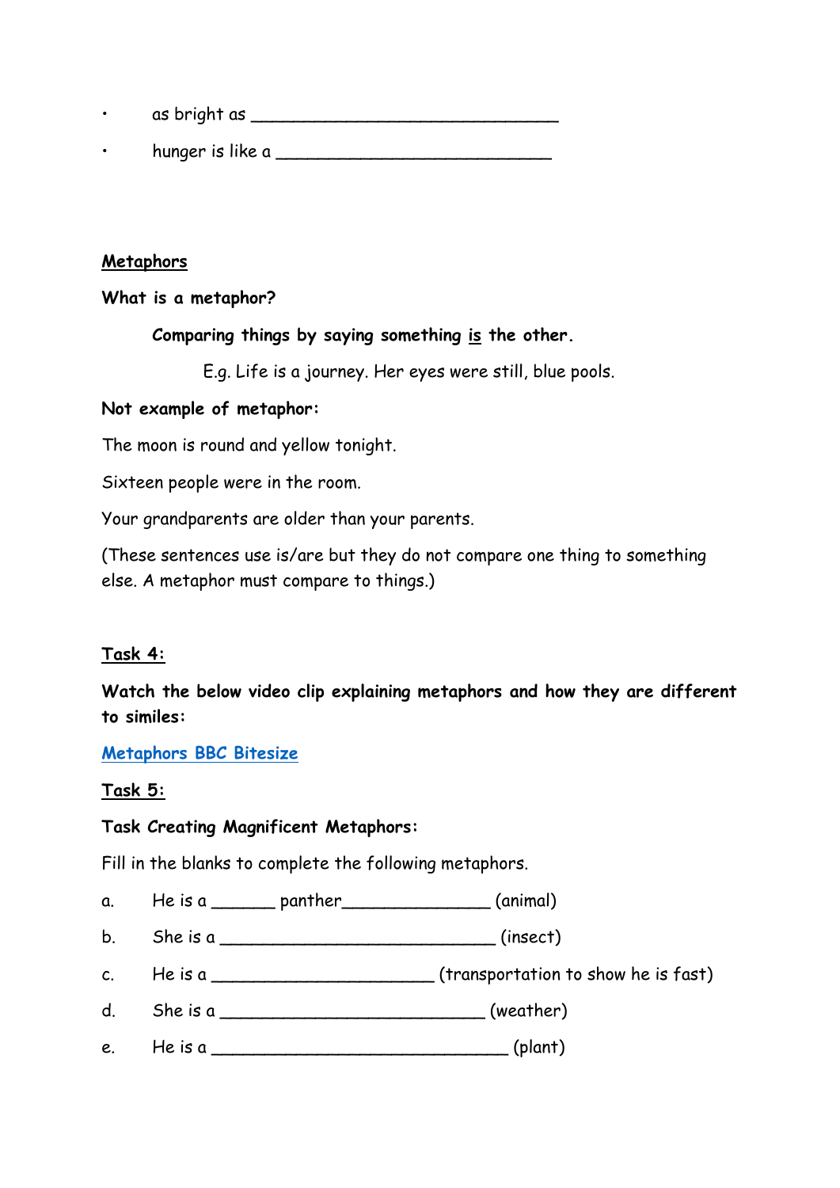- as bright as ______________________________
- hunger is like a ___________________________

**Metaphors**

**What is a metaphor?**

**Comparing things by saying something <u>is</u> the other.**

E.g. Life is a journey. Her eyes were still, blue pools.

**Not example of metaphor:**

The moon is round and yellow tonight.

Sixteen people were in the room.

Your grandparents are older than your parents.

(These sentences use is/are but they do not compare one thing to something else. A metaphor must compare to things.)

**Task 4:**

**Watch the below video clip explaining metaphors and how they are different to similes:**

[Metaphors BBC Bitesize]

**Task 5:**

**Task Creating Magnificent Metaphors:**

Fill in the blanks to complete the following metaphors.

a. He is a ______ panther______________ (animal)

b. She is a ___________________________ (insect)

c. He is a ______________________ (transportation to show he is fast)

d. She is a __________________________ (weather)

e. He is a _____________________________ (plant)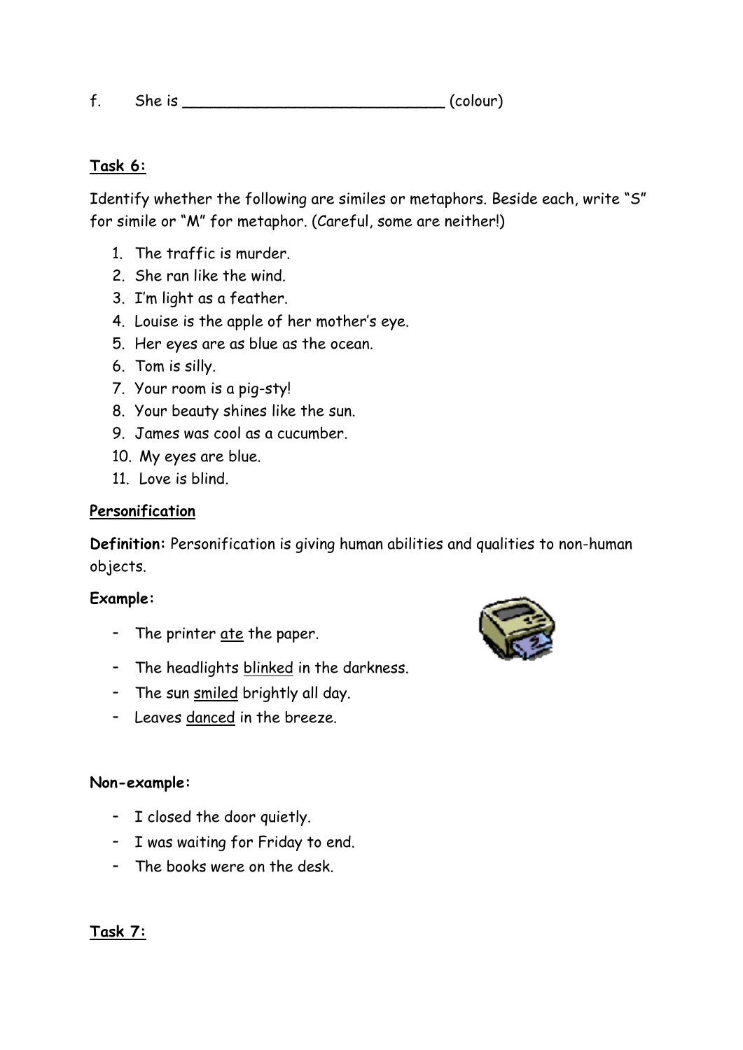f. She is _____________________________ (colour)

**Task 6:**

Identify whether the following are similes or metaphors. Beside each, write "S" for simile or "M" for metaphor. (Careful, some are neither!)

1. The traffic is murder.
2. She ran like the wind.
3. I'm light as a feather.
4. Louise is the apple of her mother's eye.
5. Her eyes are as blue as the ocean.
6. Tom is silly.
7. Your room is a pig-sty!
8. Your beauty shines like the sun.
9. James was cool as a cucumber.
10. My eyes are blue.
11. Love is blind.

**Personification**

**Definition:** Personification is giving human abilities and qualities to non-human objects.

**Example:**

- The printer <u>ate</u> the paper.
- The headlights <u>blinked</u> in the darkness.
- The sun <u>smiled</u> brightly all day.
- Leaves <u>danced</u> in the breeze.

**Non-example:**

- I closed the door quietly.
- I was waiting for Friday to end.
- The books were on the desk.

**Task 7:**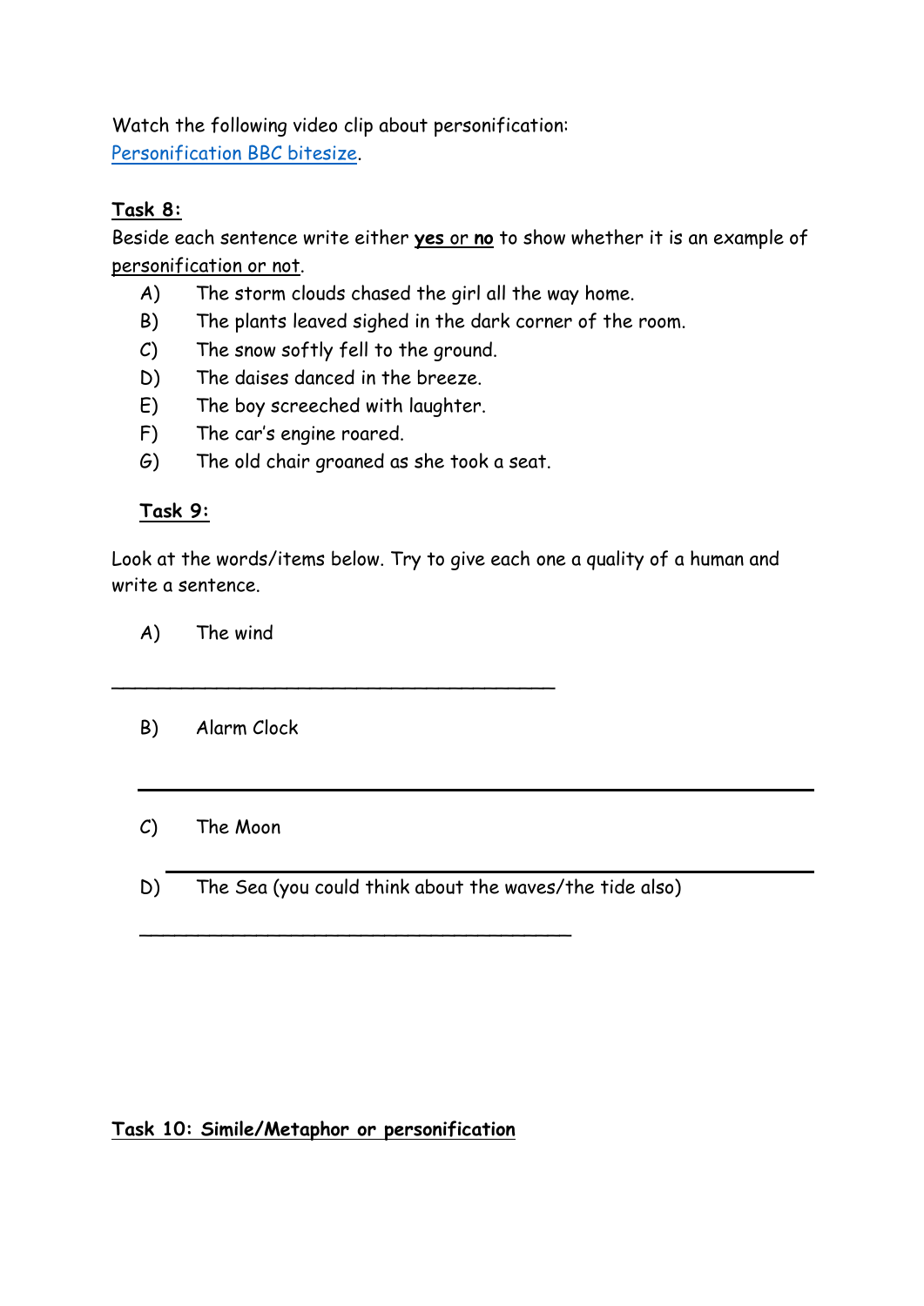Watch the following video clip about personification:
[Personification BBC bitesize](Personification BBC bitesize).

**Task 8:**

Beside each sentence write either **yes or no** to show whether it is an example of personification or not.

A) The storm clouds chased the girl all the way home.
B) The plants leaved sighed in the dark corner of the room.
C) The snow softly fell to the ground.
D) The daises danced in the breeze.
E) The boy screeched with laughter.
F) The car's engine roared.
G) The old chair groaned as she took a seat.

**Task 9:**

Look at the words/items below. Try to give each one a quality of a human and write a sentence.

A) The wind

______________________________________

B) Alarm Clock

______________________________________

C) The Moon

______________________________________

D) The Sea (you could think about the waves/the tide also)

______________________________________

**Task 10: Simile/Metaphor or personification**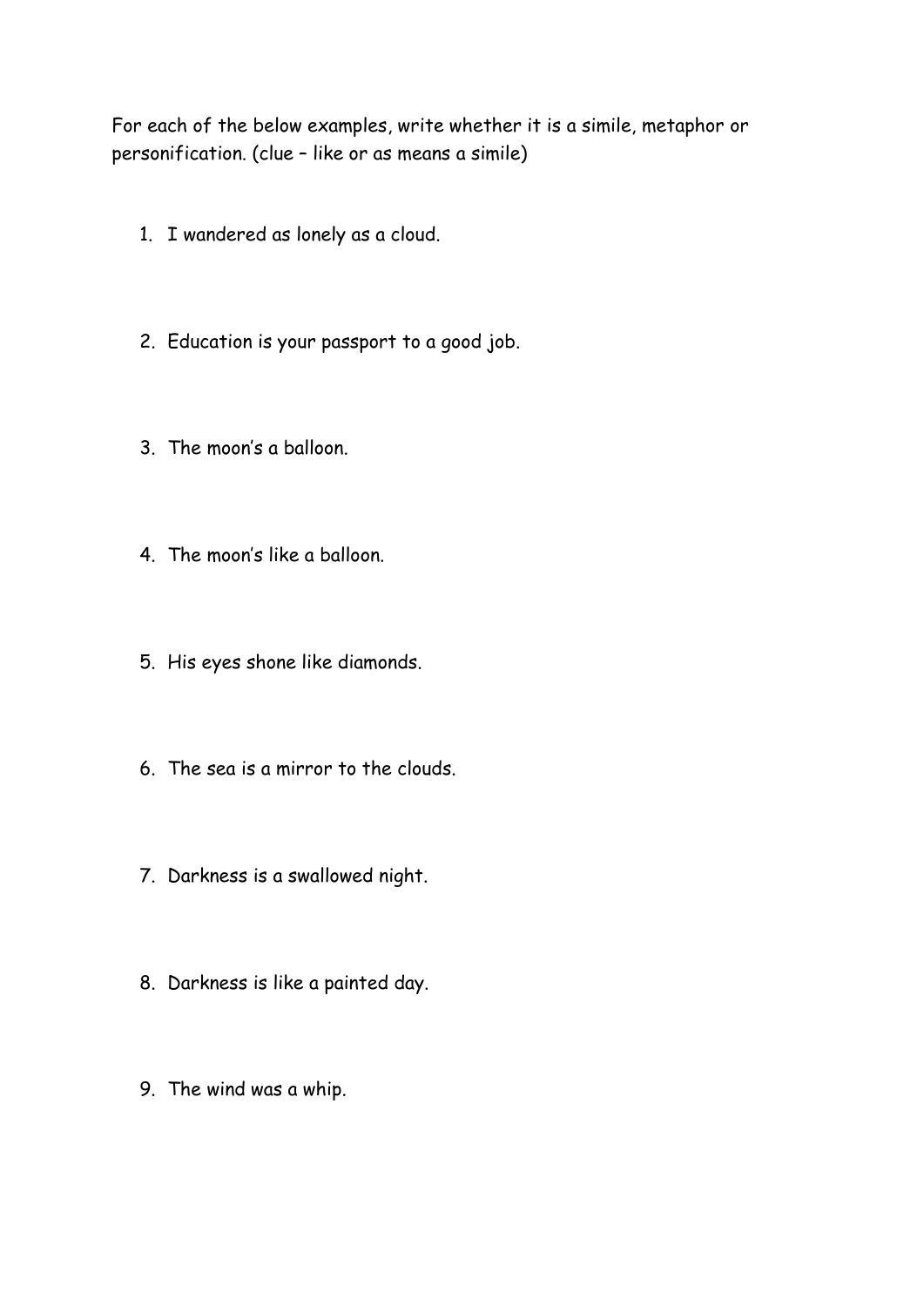For each of the below examples, write whether it is a simile, metaphor or personification. (clue – like or as means a simile)

1. I wandered as lonely as a cloud.
2. Education is your passport to a good job.
3. The moon's a balloon.
4. The moon's like a balloon.
5. His eyes shone like diamonds.
6. The sea is a mirror to the clouds.
7. Darkness is a swallowed night.
8. Darkness is like a painted day.
9. The wind was a whip.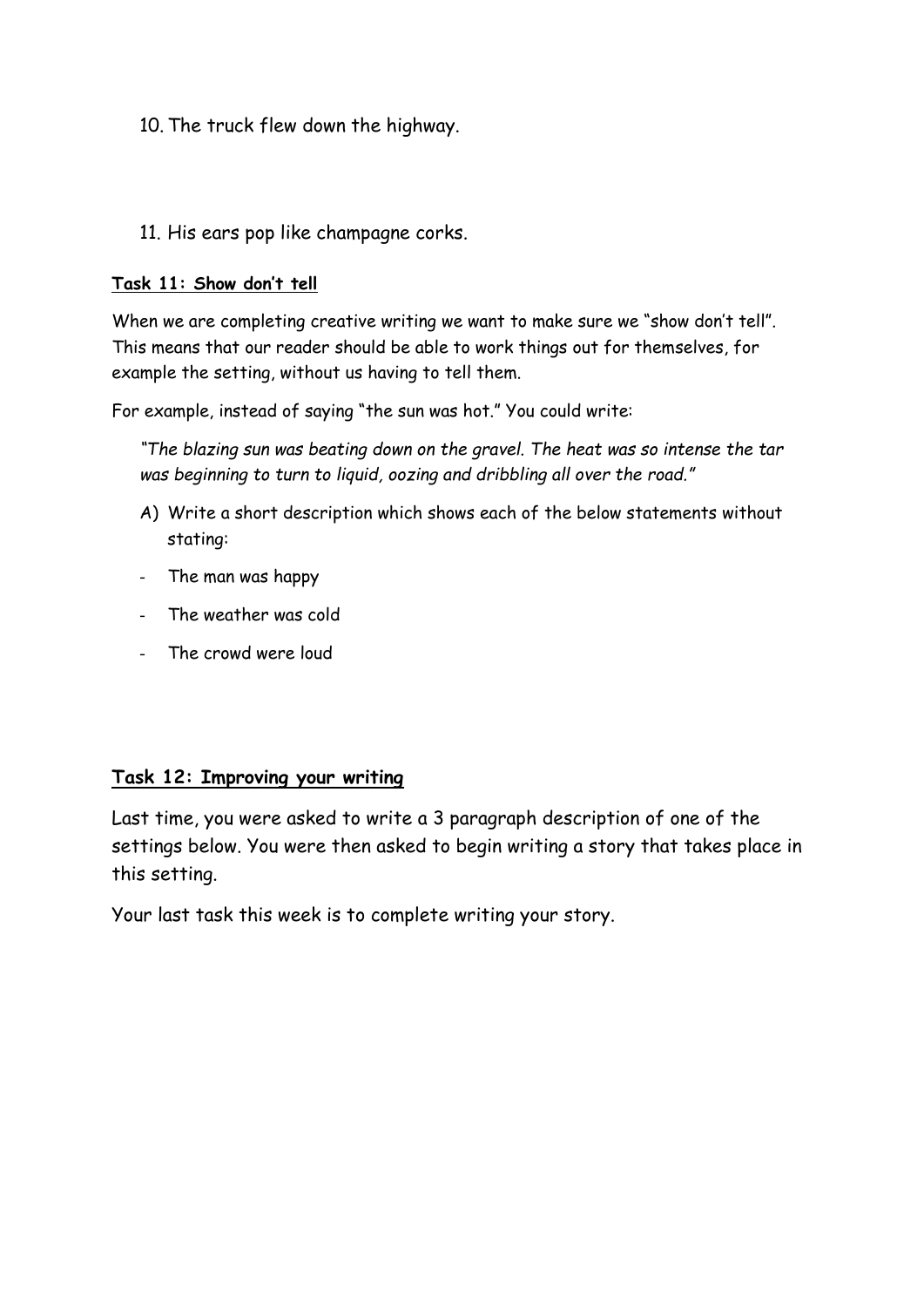10. The truck flew down the highway.

11. His ears pop like champagne corks.

**Task 11: Show don't tell**

When we are completing creative writing we want to make sure we "show don't tell". This means that our reader should be able to work things out for themselves, for example the setting, without us having to tell them.

For example, instead of saying "the sun was hot." You could write:

*"The blazing sun was beating down on the gravel. The heat was so intense the tar was beginning to turn to liquid, oozing and dribbling all over the road."*

A) Write a short description which shows each of the below statements without stating:

- The man was happy
- The weather was cold
- The crowd were loud

**Task 12: Improving your writing**

Last time, you were asked to write a 3 paragraph description of one of the settings below. You were then asked to begin writing a story that takes place in this setting.

Your last task this week is to complete writing your story.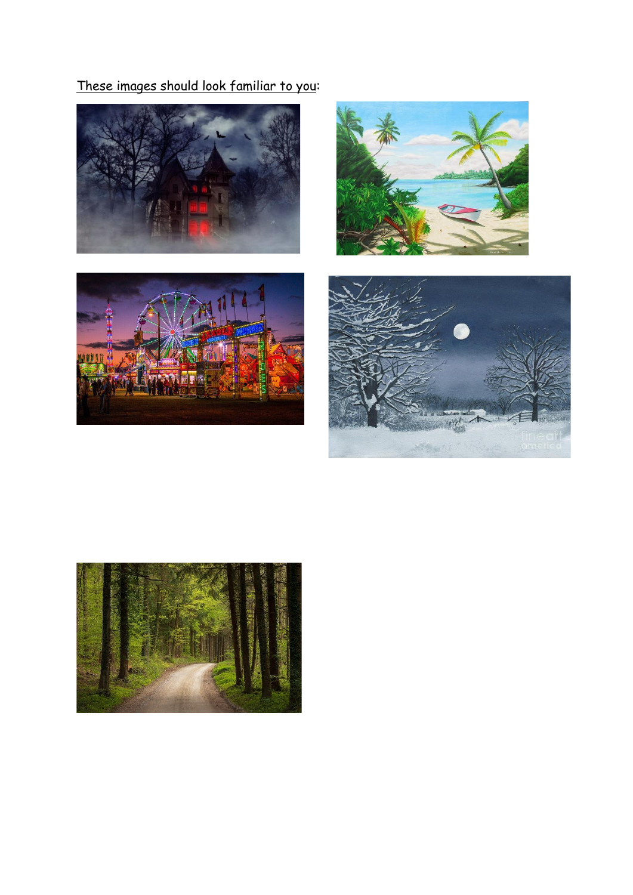These images should look familiar to you: